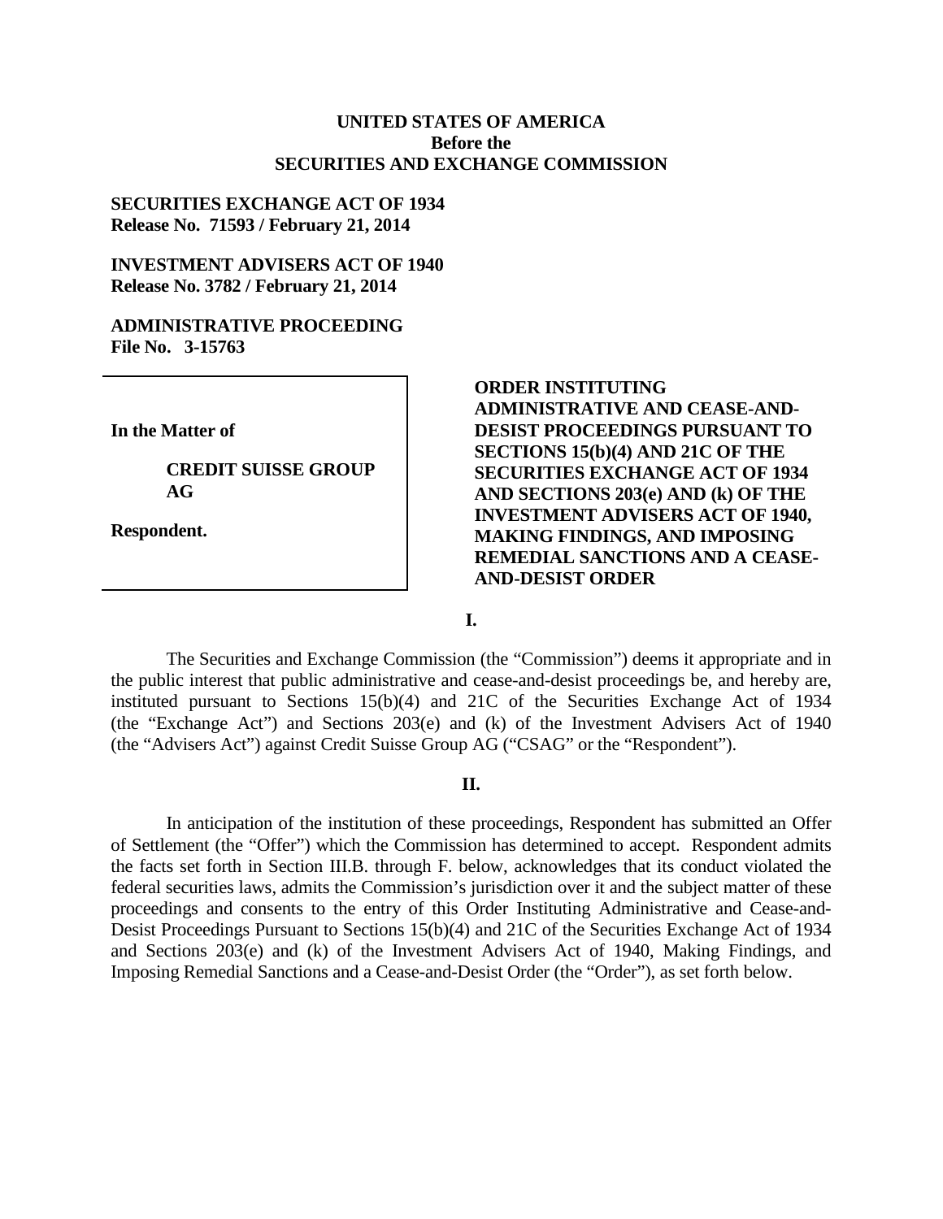**UNITED STATES OF AMERICA**
**Before the**
**SECURITIES AND EXCHANGE COMMISSION**

**SECURITIES EXCHANGE ACT OF 1934**
**Release No. 71593 / February 21, 2014**

**INVESTMENT ADVISERS ACT OF 1940**
**Release No. 3782 / February 21, 2014**

**ADMINISTRATIVE PROCEEDING**
**File No. 3-15763**

**In the Matter of**

**CREDIT SUISSE GROUP AG**

**Respondent.**

**ORDER INSTITUTING ADMINISTRATIVE AND CEASE-AND-DESIST PROCEEDINGS PURSUANT TO SECTIONS 15(b)(4) AND 21C OF THE SECURITIES EXCHANGE ACT OF 1934 AND SECTIONS 203(e) AND (k) OF THE INVESTMENT ADVISERS ACT OF 1940, MAKING FINDINGS, AND IMPOSING REMEDIAL SANCTIONS AND A CEASE-AND-DESIST ORDER**

## I.

The Securities and Exchange Commission (the "Commission") deems it appropriate and in the public interest that public administrative and cease-and-desist proceedings be, and hereby are, instituted pursuant to Sections 15(b)(4) and 21C of the Securities Exchange Act of 1934 (the "Exchange Act") and Sections 203(e) and (k) of the Investment Advisers Act of 1940 (the "Advisers Act") against Credit Suisse Group AG ("CSAG" or the "Respondent").

## II.

In anticipation of the institution of these proceedings, Respondent has submitted an Offer of Settlement (the "Offer") which the Commission has determined to accept. Respondent admits the facts set forth in Section III.B. through F. below, acknowledges that its conduct violated the federal securities laws, admits the Commission's jurisdiction over it and the subject matter of these proceedings and consents to the entry of this Order Instituting Administrative and Cease-and-Desist Proceedings Pursuant to Sections 15(b)(4) and 21C of the Securities Exchange Act of 1934 and Sections 203(e) and (k) of the Investment Advisers Act of 1940, Making Findings, and Imposing Remedial Sanctions and a Cease-and-Desist Order (the "Order"), as set forth below.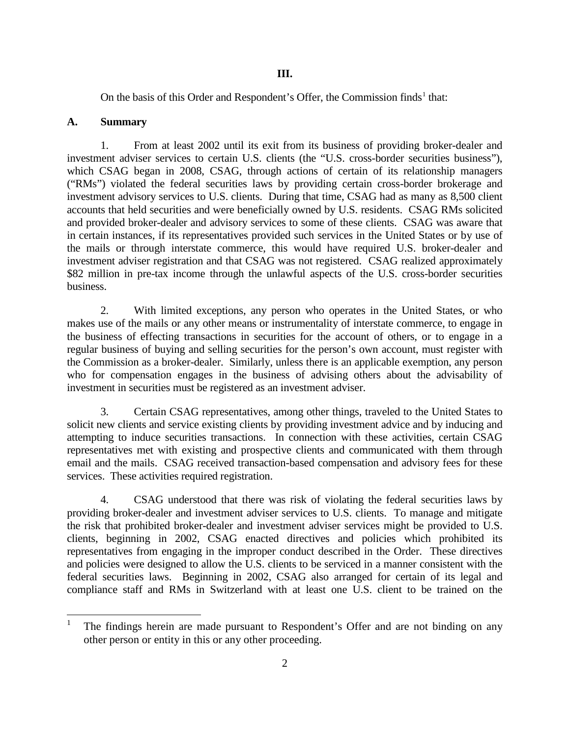## III.

On the basis of this Order and Respondent's Offer, the Commission finds[1] that:

### A. Summary

1. From at least 2002 until its exit from its business of providing broker-dealer and investment adviser services to certain U.S. clients (the "U.S. cross-border securities business"), which CSAG began in 2008, CSAG, through actions of certain of its relationship managers ("RMs") violated the federal securities laws by providing certain cross-border brokerage and investment advisory services to U.S. clients. During that time, CSAG had as many as 8,500 client accounts that held securities and were beneficially owned by U.S. residents. CSAG RMs solicited and provided broker-dealer and advisory services to some of these clients. CSAG was aware that in certain instances, if its representatives provided such services in the United States or by use of the mails or through interstate commerce, this would have required U.S. broker-dealer and investment adviser registration and that CSAG was not registered. CSAG realized approximately $82 million in pre-tax income through the unlawful aspects of the U.S. cross-border securities business.

2. With limited exceptions, any person who operates in the United States, or who makes use of the mails or any other means or instrumentality of interstate commerce, to engage in the business of effecting transactions in securities for the account of others, or to engage in a regular business of buying and selling securities for the person's own account, must register with the Commission as a broker-dealer. Similarly, unless there is an applicable exemption, any person who for compensation engages in the business of advising others about the advisability of investment in securities must be registered as an investment adviser.

3. Certain CSAG representatives, among other things, traveled to the United States to solicit new clients and service existing clients by providing investment advice and by inducing and attempting to induce securities transactions. In connection with these activities, certain CSAG representatives met with existing and prospective clients and communicated with them through email and the mails. CSAG received transaction-based compensation and advisory fees for these services. These activities required registration.

4. CSAG understood that there was risk of violating the federal securities laws by providing broker-dealer and investment adviser services to U.S. clients. To manage and mitigate the risk that prohibited broker-dealer and investment adviser services might be provided to U.S. clients, beginning in 2002, CSAG enacted directives and policies which prohibited its representatives from engaging in the improper conduct described in the Order. These directives and policies were designed to allow the U.S. clients to be serviced in a manner consistent with the federal securities laws. Beginning in 2002, CSAG also arranged for certain of its legal and compliance staff and RMs in Switzerland with at least one U.S. client to be trained on the

[1] The findings herein are made pursuant to Respondent's Offer and are not binding on any other person or entity in this or any other proceeding.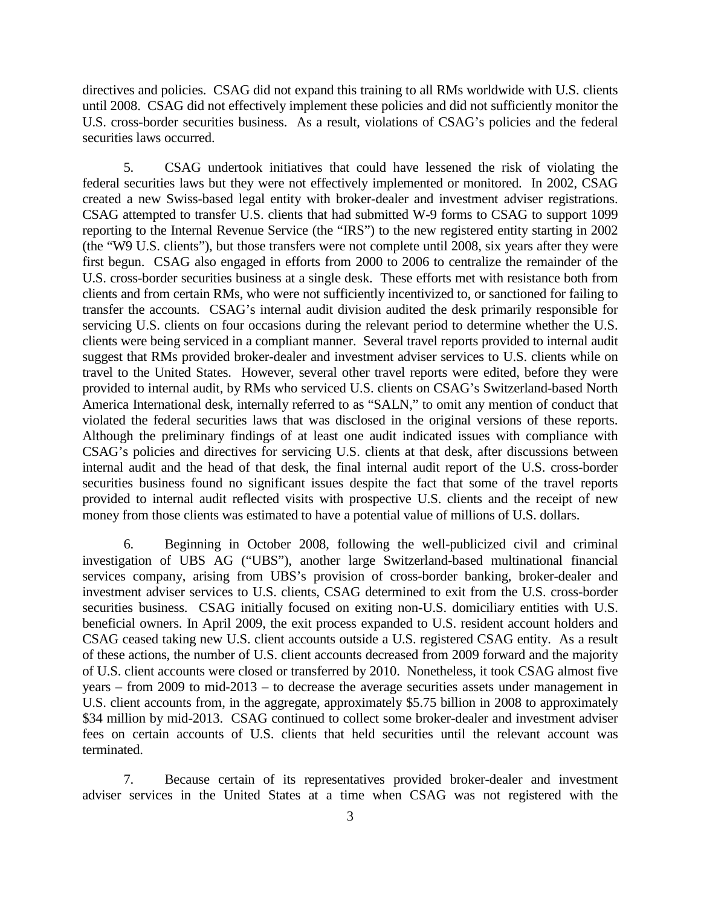directives and policies. CSAG did not expand this training to all RMs worldwide with U.S. clients until 2008. CSAG did not effectively implement these policies and did not sufficiently monitor the U.S. cross-border securities business. As a result, violations of CSAG's policies and the federal securities laws occurred.

5. CSAG undertook initiatives that could have lessened the risk of violating the federal securities laws but they were not effectively implemented or monitored. In 2002, CSAG created a new Swiss-based legal entity with broker-dealer and investment adviser registrations. CSAG attempted to transfer U.S. clients that had submitted W-9 forms to CSAG to support 1099 reporting to the Internal Revenue Service (the "IRS") to the new registered entity starting in 2002 (the "W9 U.S. clients"), but those transfers were not complete until 2008, six years after they were first begun. CSAG also engaged in efforts from 2000 to 2006 to centralize the remainder of the U.S. cross-border securities business at a single desk. These efforts met with resistance both from clients and from certain RMs, who were not sufficiently incentivized to, or sanctioned for failing to transfer the accounts. CSAG's internal audit division audited the desk primarily responsible for servicing U.S. clients on four occasions during the relevant period to determine whether the U.S. clients were being serviced in a compliant manner. Several travel reports provided to internal audit suggest that RMs provided broker-dealer and investment adviser services to U.S. clients while on travel to the United States. However, several other travel reports were edited, before they were provided to internal audit, by RMs who serviced U.S. clients on CSAG's Switzerland-based North America International desk, internally referred to as "SALN," to omit any mention of conduct that violated the federal securities laws that was disclosed in the original versions of these reports. Although the preliminary findings of at least one audit indicated issues with compliance with CSAG's policies and directives for servicing U.S. clients at that desk, after discussions between internal audit and the head of that desk, the final internal audit report of the U.S. cross-border securities business found no significant issues despite the fact that some of the travel reports provided to internal audit reflected visits with prospective U.S. clients and the receipt of new money from those clients was estimated to have a potential value of millions of U.S. dollars.

6. Beginning in October 2008, following the well-publicized civil and criminal investigation of UBS AG ("UBS"), another large Switzerland-based multinational financial services company, arising from UBS's provision of cross-border banking, broker-dealer and investment adviser services to U.S. clients, CSAG determined to exit from the U.S. cross-border securities business. CSAG initially focused on exiting non-U.S. domiciliary entities with U.S. beneficial owners. In April 2009, the exit process expanded to U.S. resident account holders and CSAG ceased taking new U.S. client accounts outside a U.S. registered CSAG entity. As a result of these actions, the number of U.S. client accounts decreased from 2009 forward and the majority of U.S. client accounts were closed or transferred by 2010. Nonetheless, it took CSAG almost five years – from 2009 to mid-2013 – to decrease the average securities assets under management in U.S. client accounts from, in the aggregate, approximately $5.75 billion in 2008 to approximately $34 million by mid-2013. CSAG continued to collect some broker-dealer and investment adviser fees on certain accounts of U.S. clients that held securities until the relevant account was terminated.

7. Because certain of its representatives provided broker-dealer and investment adviser services in the United States at a time when CSAG was not registered with the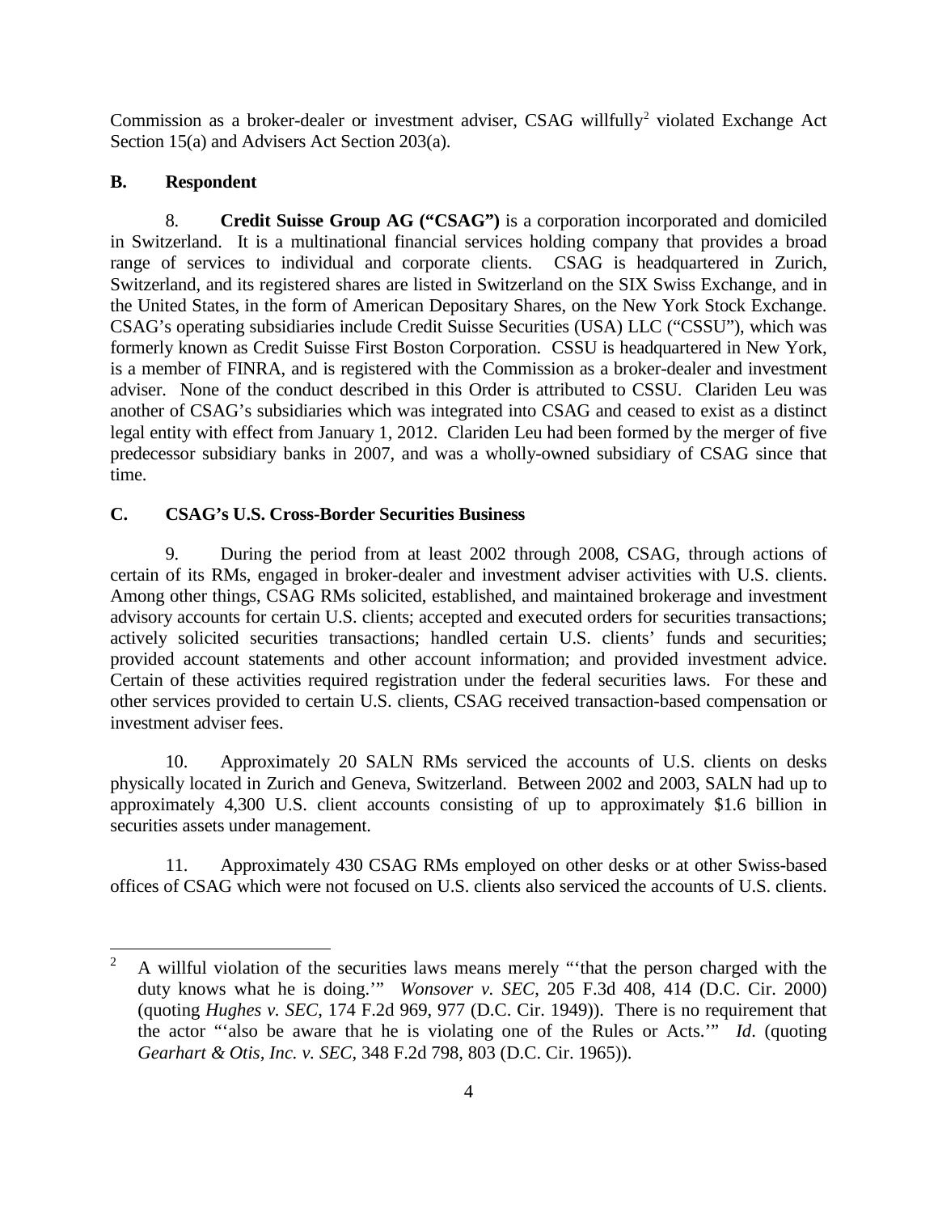Commission as a broker-dealer or investment adviser, CSAG willfully[2] violated Exchange Act Section 15(a) and Advisers Act Section 203(a).

**B. Respondent**

8. **Credit Suisse Group AG ("CSAG")** is a corporation incorporated and domiciled in Switzerland. It is a multinational financial services holding company that provides a broad range of services to individual and corporate clients. CSAG is headquartered in Zurich, Switzerland, and its registered shares are listed in Switzerland on the SIX Swiss Exchange, and in the United States, in the form of American Depositary Shares, on the New York Stock Exchange. CSAG's operating subsidiaries include Credit Suisse Securities (USA) LLC ("CSSU"), which was formerly known as Credit Suisse First Boston Corporation. CSSU is headquartered in New York, is a member of FINRA, and is registered with the Commission as a broker-dealer and investment adviser. None of the conduct described in this Order is attributed to CSSU. Clariden Leu was another of CSAG's subsidiaries which was integrated into CSAG and ceased to exist as a distinct legal entity with effect from January 1, 2012. Clariden Leu had been formed by the merger of five predecessor subsidiary banks in 2007, and was a wholly-owned subsidiary of CSAG since that time.

**C. CSAG's U.S. Cross-Border Securities Business**

9. During the period from at least 2002 through 2008, CSAG, through actions of certain of its RMs, engaged in broker-dealer and investment adviser activities with U.S. clients. Among other things, CSAG RMs solicited, established, and maintained brokerage and investment advisory accounts for certain U.S. clients; accepted and executed orders for securities transactions; actively solicited securities transactions; handled certain U.S. clients' funds and securities; provided account statements and other account information; and provided investment advice. Certain of these activities required registration under the federal securities laws. For these and other services provided to certain U.S. clients, CSAG received transaction-based compensation or investment adviser fees.

10. Approximately 20 SALN RMs serviced the accounts of U.S. clients on desks physically located in Zurich and Geneva, Switzerland. Between 2002 and 2003, SALN had up to approximately 4,300 U.S. client accounts consisting of up to approximately $1.6 billion in securities assets under management.

11. Approximately 430 CSAG RMs employed on other desks or at other Swiss-based offices of CSAG which were not focused on U.S. clients also serviced the accounts of U.S. clients.

---

[2] A willful violation of the securities laws means merely "'that the person charged with the duty knows what he is doing.'" *Wonsover v. SEC*, 205 F.3d 408, 414 (D.C. Cir. 2000) (quoting *Hughes v. SEC*, 174 F.2d 969, 977 (D.C. Cir. 1949)). There is no requirement that the actor "'also be aware that he is violating one of the Rules or Acts.'" *Id*. (quoting *Gearhart & Otis, Inc. v. SEC*, 348 F.2d 798, 803 (D.C. Cir. 1965)).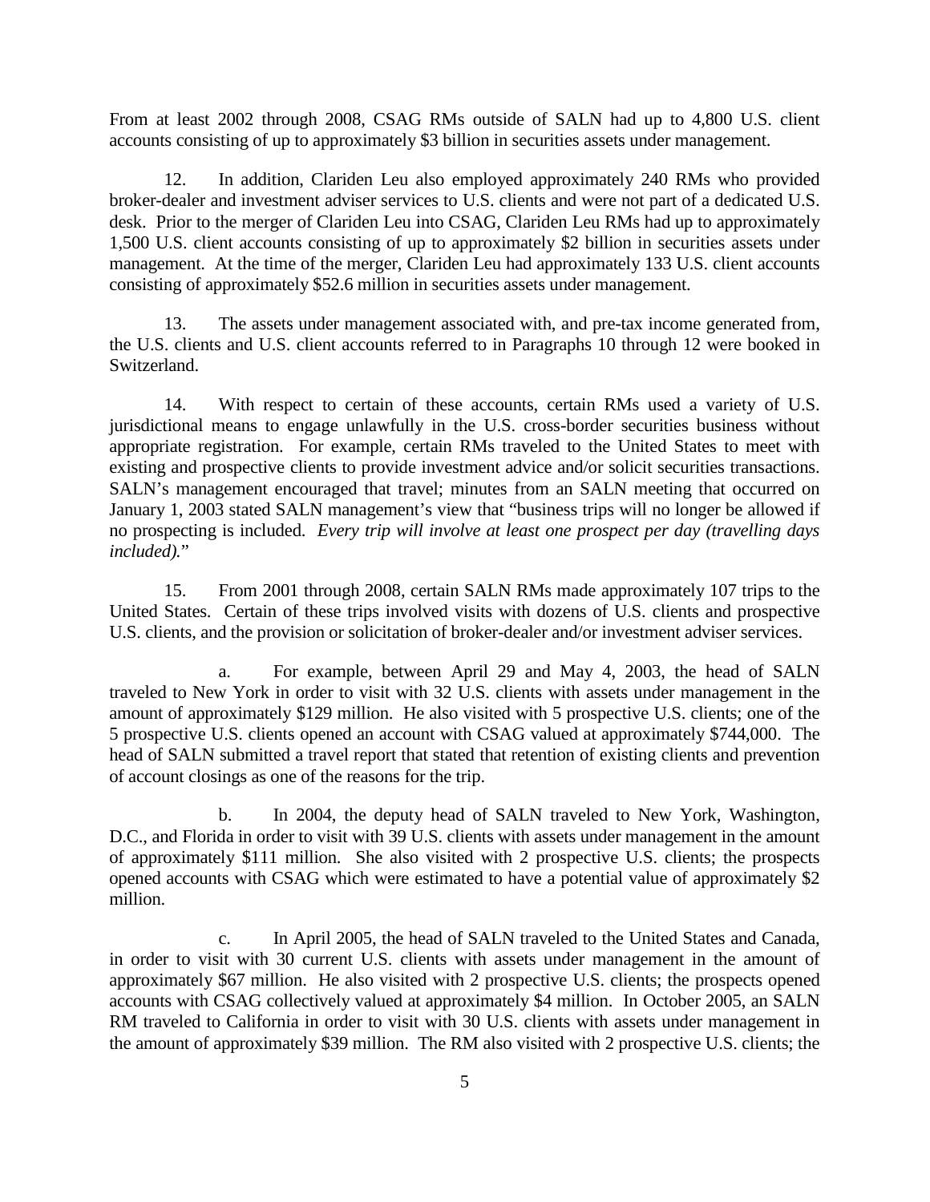From at least 2002 through 2008, CSAG RMs outside of SALN had up to 4,800 U.S. client accounts consisting of up to approximately $3 billion in securities assets under management.

12. In addition, Clariden Leu also employed approximately 240 RMs who provided broker-dealer and investment adviser services to U.S. clients and were not part of a dedicated U.S. desk. Prior to the merger of Clariden Leu into CSAG, Clariden Leu RMs had up to approximately 1,500 U.S. client accounts consisting of up to approximately $2 billion in securities assets under management. At the time of the merger, Clariden Leu had approximately 133 U.S. client accounts consisting of approximately $52.6 million in securities assets under management.

13. The assets under management associated with, and pre-tax income generated from, the U.S. clients and U.S. client accounts referred to in Paragraphs 10 through 12 were booked in Switzerland.

14. With respect to certain of these accounts, certain RMs used a variety of U.S. jurisdictional means to engage unlawfully in the U.S. cross-border securities business without appropriate registration. For example, certain RMs traveled to the United States to meet with existing and prospective clients to provide investment advice and/or solicit securities transactions. SALN's management encouraged that travel; minutes from an SALN meeting that occurred on January 1, 2003 stated SALN management's view that "business trips will no longer be allowed if no prospecting is included. *Every trip will involve at least one prospect per day (travelling days included).*"

15. From 2001 through 2008, certain SALN RMs made approximately 107 trips to the United States. Certain of these trips involved visits with dozens of U.S. clients and prospective U.S. clients, and the provision or solicitation of broker-dealer and/or investment adviser services.

a. For example, between April 29 and May 4, 2003, the head of SALN traveled to New York in order to visit with 32 U.S. clients with assets under management in the amount of approximately $129 million. He also visited with 5 prospective U.S. clients; one of the 5 prospective U.S. clients opened an account with CSAG valued at approximately $744,000. The head of SALN submitted a travel report that stated that retention of existing clients and prevention of account closings as one of the reasons for the trip.

b. In 2004, the deputy head of SALN traveled to New York, Washington, D.C., and Florida in order to visit with 39 U.S. clients with assets under management in the amount of approximately $111 million. She also visited with 2 prospective U.S. clients; the prospects opened accounts with CSAG which were estimated to have a potential value of approximately $2 million.

c. In April 2005, the head of SALN traveled to the United States and Canada, in order to visit with 30 current U.S. clients with assets under management in the amount of approximately $67 million. He also visited with 2 prospective U.S. clients; the prospects opened accounts with CSAG collectively valued at approximately $4 million. In October 2005, an SALN RM traveled to California in order to visit with 30 U.S. clients with assets under management in the amount of approximately $39 million. The RM also visited with 2 prospective U.S. clients; the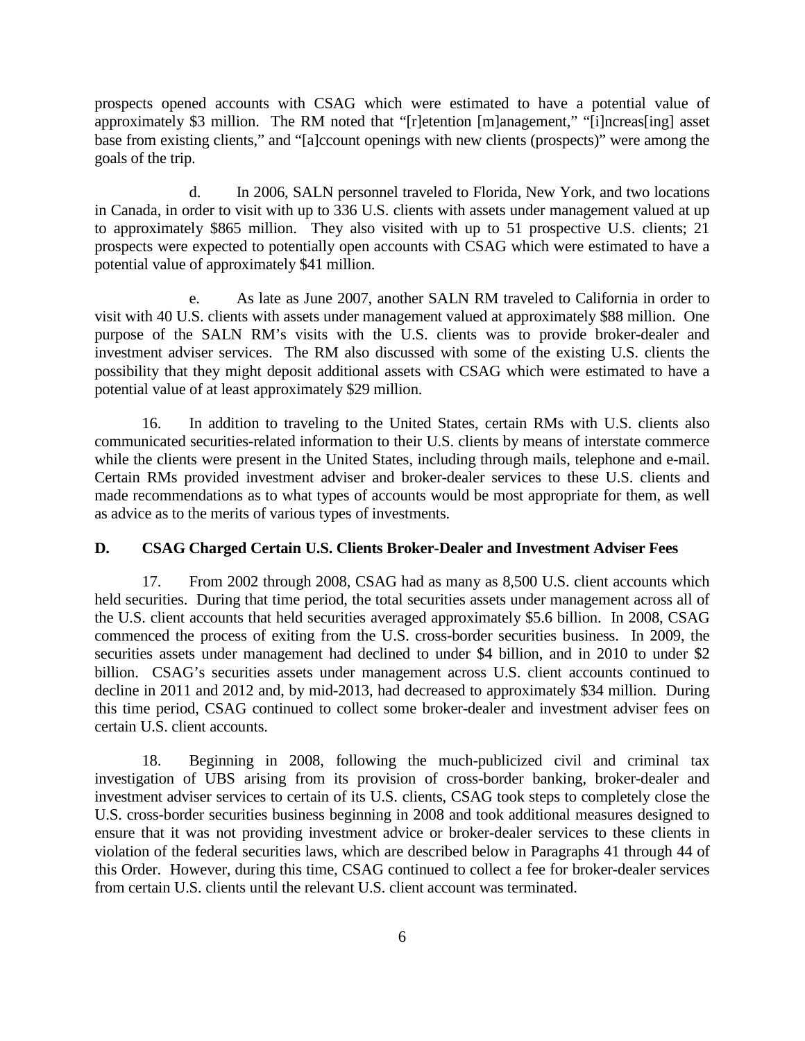prospects opened accounts with CSAG which were estimated to have a potential value of approximately $3 million. The RM noted that "[r]etention [m]anagement," "[i]ncreas[ing] asset base from existing clients," and "[a]ccount openings with new clients (prospects)" were among the goals of the trip.

d. In 2006, SALN personnel traveled to Florida, New York, and two locations in Canada, in order to visit with up to 336 U.S. clients with assets under management valued at up to approximately $865 million. They also visited with up to 51 prospective U.S. clients; 21 prospects were expected to potentially open accounts with CSAG which were estimated to have a potential value of approximately $41 million.

e. As late as June 2007, another SALN RM traveled to California in order to visit with 40 U.S. clients with assets under management valued at approximately $88 million. One purpose of the SALN RM's visits with the U.S. clients was to provide broker-dealer and investment adviser services. The RM also discussed with some of the existing U.S. clients the possibility that they might deposit additional assets with CSAG which were estimated to have a potential value of at least approximately $29 million.

16. In addition to traveling to the United States, certain RMs with U.S. clients also communicated securities-related information to their U.S. clients by means of interstate commerce while the clients were present in the United States, including through mails, telephone and e-mail. Certain RMs provided investment adviser and broker-dealer services to these U.S. clients and made recommendations as to what types of accounts would be most appropriate for them, as well as advice as to the merits of various types of investments.

### D. CSAG Charged Certain U.S. Clients Broker-Dealer and Investment Adviser Fees

17. From 2002 through 2008, CSAG had as many as 8,500 U.S. client accounts which held securities. During that time period, the total securities assets under management across all of the U.S. client accounts that held securities averaged approximately $5.6 billion. In 2008, CSAG commenced the process of exiting from the U.S. cross-border securities business. In 2009, the securities assets under management had declined to under $4 billion, and in 2010 to under $2 billion. CSAG's securities assets under management across U.S. client accounts continued to decline in 2011 and 2012 and, by mid-2013, had decreased to approximately $34 million. During this time period, CSAG continued to collect some broker-dealer and investment adviser fees on certain U.S. client accounts.

18. Beginning in 2008, following the much-publicized civil and criminal tax investigation of UBS arising from its provision of cross-border banking, broker-dealer and investment adviser services to certain of its U.S. clients, CSAG took steps to completely close the U.S. cross-border securities business beginning in 2008 and took additional measures designed to ensure that it was not providing investment advice or broker-dealer services to these clients in violation of the federal securities laws, which are described below in Paragraphs 41 through 44 of this Order. However, during this time, CSAG continued to collect a fee for broker-dealer services from certain U.S. clients until the relevant U.S. client account was terminated.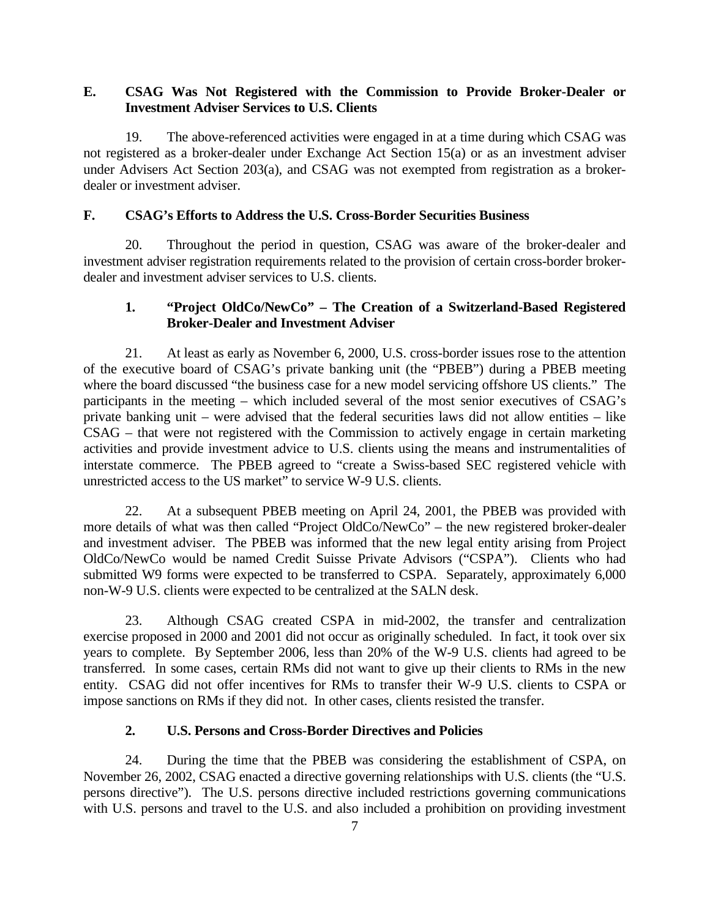## E. CSAG Was Not Registered with the Commission to Provide Broker-Dealer or Investment Adviser Services to U.S. Clients

19. The above-referenced activities were engaged in at a time during which CSAG was not registered as a broker-dealer under Exchange Act Section 15(a) or as an investment adviser under Advisers Act Section 203(a), and CSAG was not exempted from registration as a broker-dealer or investment adviser.

## F. CSAG's Efforts to Address the U.S. Cross-Border Securities Business

20. Throughout the period in question, CSAG was aware of the broker-dealer and investment adviser registration requirements related to the provision of certain cross-border broker-dealer and investment adviser services to U.S. clients.

### 1. "Project OldCo/NewCo" – The Creation of a Switzerland-Based Registered Broker-Dealer and Investment Adviser

21. At least as early as November 6, 2000, U.S. cross-border issues rose to the attention of the executive board of CSAG's private banking unit (the "PBEB") during a PBEB meeting where the board discussed "the business case for a new model servicing offshore US clients." The participants in the meeting – which included several of the most senior executives of CSAG's private banking unit – were advised that the federal securities laws did not allow entities – like CSAG – that were not registered with the Commission to actively engage in certain marketing activities and provide investment advice to U.S. clients using the means and instrumentalities of interstate commerce. The PBEB agreed to "create a Swiss-based SEC registered vehicle with unrestricted access to the US market" to service W-9 U.S. clients.

22. At a subsequent PBEB meeting on April 24, 2001, the PBEB was provided with more details of what was then called "Project OldCo/NewCo" – the new registered broker-dealer and investment adviser. The PBEB was informed that the new legal entity arising from Project OldCo/NewCo would be named Credit Suisse Private Advisors ("CSPA"). Clients who had submitted W9 forms were expected to be transferred to CSPA. Separately, approximately 6,000 non-W-9 U.S. clients were expected to be centralized at the SALN desk.

23. Although CSAG created CSPA in mid-2002, the transfer and centralization exercise proposed in 2000 and 2001 did not occur as originally scheduled. In fact, it took over six years to complete. By September 2006, less than 20% of the W-9 U.S. clients had agreed to be transferred. In some cases, certain RMs did not want to give up their clients to RMs in the new entity. CSAG did not offer incentives for RMs to transfer their W-9 U.S. clients to CSPA or impose sanctions on RMs if they did not. In other cases, clients resisted the transfer.

### 2. U.S. Persons and Cross-Border Directives and Policies

24. During the time that the PBEB was considering the establishment of CSPA, on November 26, 2002, CSAG enacted a directive governing relationships with U.S. clients (the "U.S. persons directive"). The U.S. persons directive included restrictions governing communications with U.S. persons and travel to the U.S. and also included a prohibition on providing investment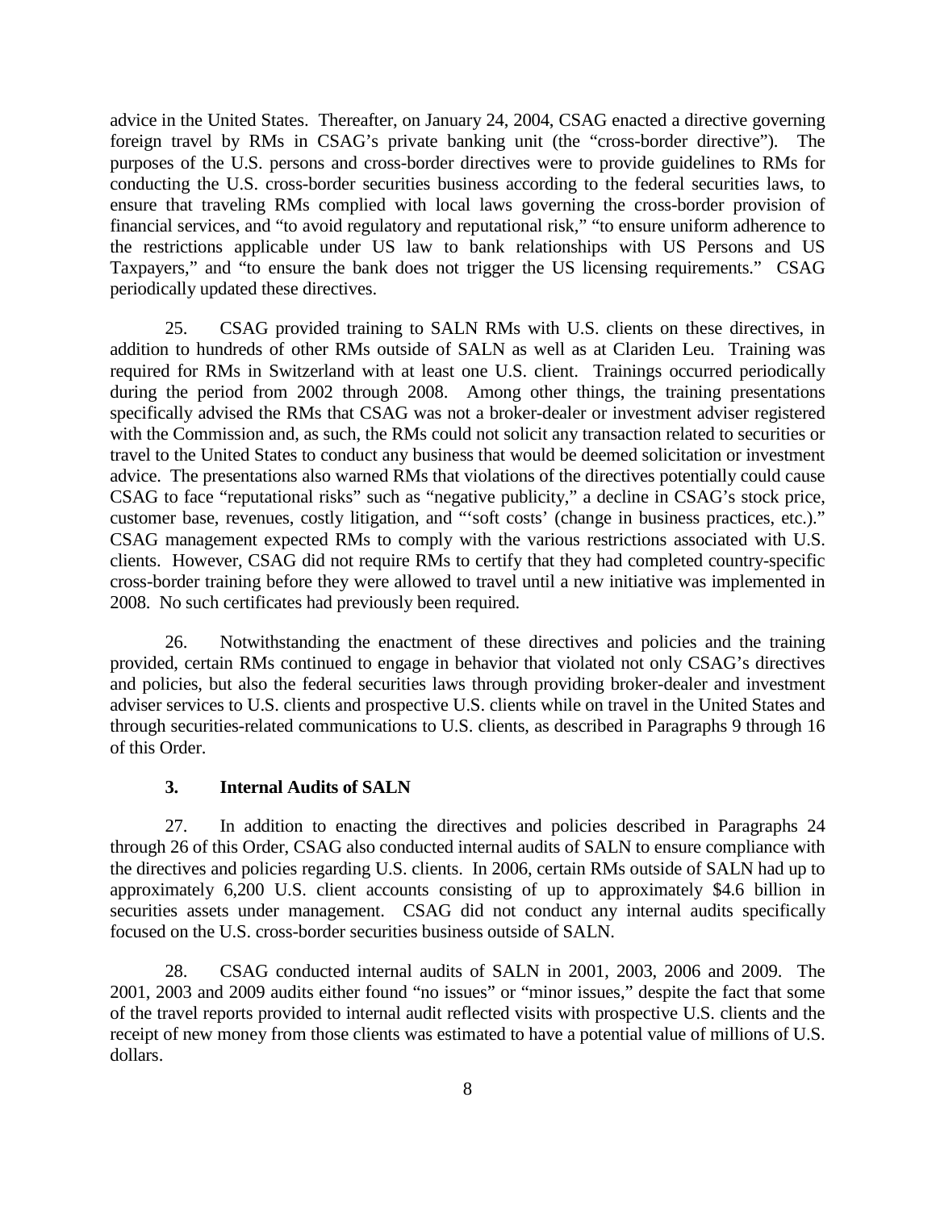advice in the United States. Thereafter, on January 24, 2004, CSAG enacted a directive governing foreign travel by RMs in CSAG's private banking unit (the "cross-border directive"). The purposes of the U.S. persons and cross-border directives were to provide guidelines to RMs for conducting the U.S. cross-border securities business according to the federal securities laws, to ensure that traveling RMs complied with local laws governing the cross-border provision of financial services, and "to avoid regulatory and reputational risk," "to ensure uniform adherence to the restrictions applicable under US law to bank relationships with US Persons and US Taxpayers," and "to ensure the bank does not trigger the US licensing requirements." CSAG periodically updated these directives.

25. CSAG provided training to SALN RMs with U.S. clients on these directives, in addition to hundreds of other RMs outside of SALN as well as at Clariden Leu. Training was required for RMs in Switzerland with at least one U.S. client. Trainings occurred periodically during the period from 2002 through 2008. Among other things, the training presentations specifically advised the RMs that CSAG was not a broker-dealer or investment adviser registered with the Commission and, as such, the RMs could not solicit any transaction related to securities or travel to the United States to conduct any business that would be deemed solicitation or investment advice. The presentations also warned RMs that violations of the directives potentially could cause CSAG to face "reputational risks" such as "negative publicity," a decline in CSAG's stock price, customer base, revenues, costly litigation, and "'soft costs' (change in business practices, etc.)." CSAG management expected RMs to comply with the various restrictions associated with U.S. clients. However, CSAG did not require RMs to certify that they had completed country-specific cross-border training before they were allowed to travel until a new initiative was implemented in 2008. No such certificates had previously been required.

26. Notwithstanding the enactment of these directives and policies and the training provided, certain RMs continued to engage in behavior that violated not only CSAG's directives and policies, but also the federal securities laws through providing broker-dealer and investment adviser services to U.S. clients and prospective U.S. clients while on travel in the United States and through securities-related communications to U.S. clients, as described in Paragraphs 9 through 16 of this Order.

### 3. Internal Audits of SALN

27. In addition to enacting the directives and policies described in Paragraphs 24 through 26 of this Order, CSAG also conducted internal audits of SALN to ensure compliance with the directives and policies regarding U.S. clients. In 2006, certain RMs outside of SALN had up to approximately 6,200 U.S. client accounts consisting of up to approximately $4.6 billion in securities assets under management. CSAG did not conduct any internal audits specifically focused on the U.S. cross-border securities business outside of SALN.

28. CSAG conducted internal audits of SALN in 2001, 2003, 2006 and 2009. The 2001, 2003 and 2009 audits either found "no issues" or "minor issues," despite the fact that some of the travel reports provided to internal audit reflected visits with prospective U.S. clients and the receipt of new money from those clients was estimated to have a potential value of millions of U.S. dollars.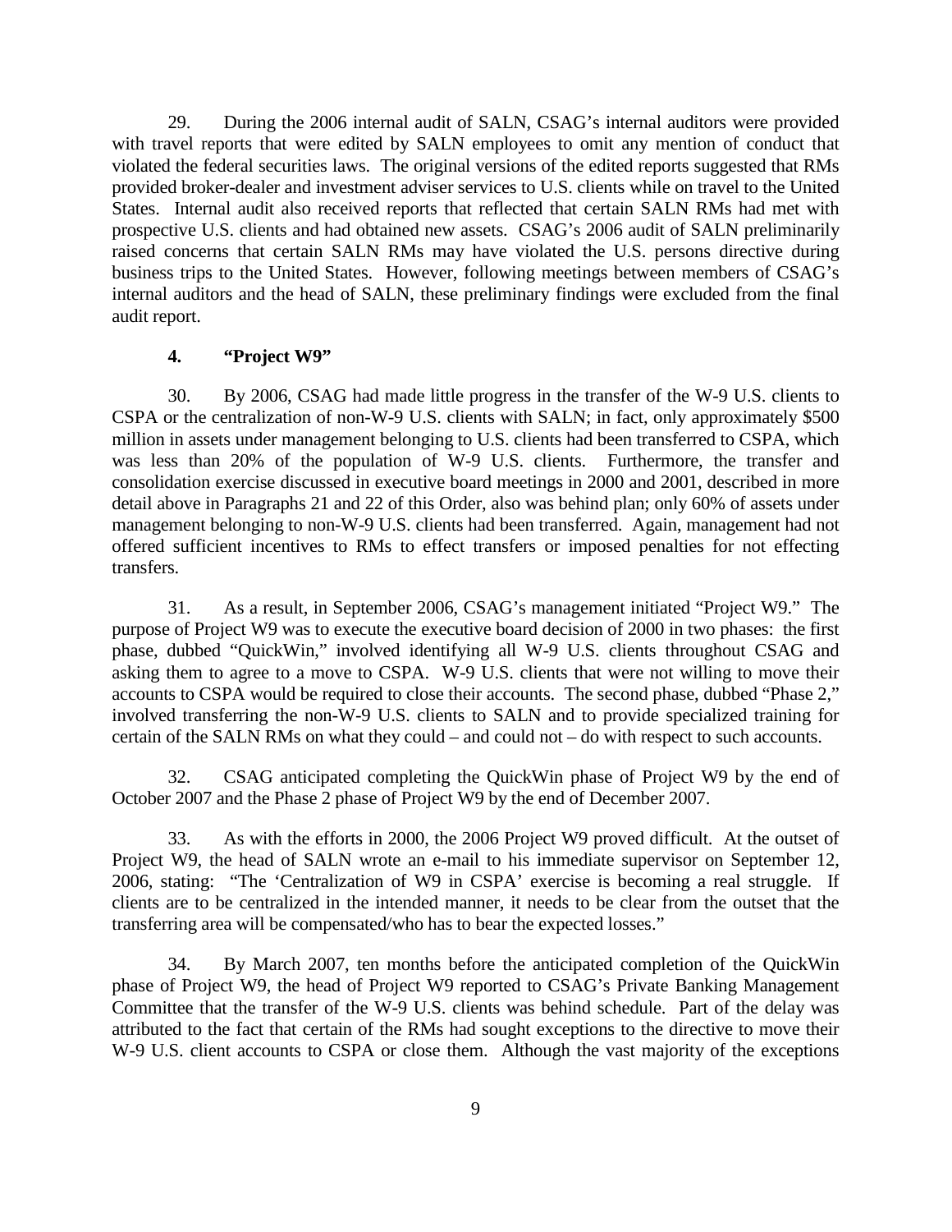29. During the 2006 internal audit of SALN, CSAG's internal auditors were provided with travel reports that were edited by SALN employees to omit any mention of conduct that violated the federal securities laws. The original versions of the edited reports suggested that RMs provided broker-dealer and investment adviser services to U.S. clients while on travel to the United States. Internal audit also received reports that reflected that certain SALN RMs had met with prospective U.S. clients and had obtained new assets. CSAG's 2006 audit of SALN preliminarily raised concerns that certain SALN RMs may have violated the U.S. persons directive during business trips to the United States. However, following meetings between members of CSAG's internal auditors and the head of SALN, these preliminary findings were excluded from the final audit report.

### 4. "Project W9"

30. By 2006, CSAG had made little progress in the transfer of the W-9 U.S. clients to CSPA or the centralization of non-W-9 U.S. clients with SALN; in fact, only approximately $500 million in assets under management belonging to U.S. clients had been transferred to CSPA, which was less than 20% of the population of W-9 U.S. clients. Furthermore, the transfer and consolidation exercise discussed in executive board meetings in 2000 and 2001, described in more detail above in Paragraphs 21 and 22 of this Order, also was behind plan; only 60% of assets under management belonging to non-W-9 U.S. clients had been transferred. Again, management had not offered sufficient incentives to RMs to effect transfers or imposed penalties for not effecting transfers.

31. As a result, in September 2006, CSAG's management initiated "Project W9." The purpose of Project W9 was to execute the executive board decision of 2000 in two phases: the first phase, dubbed "QuickWin," involved identifying all W-9 U.S. clients throughout CSAG and asking them to agree to a move to CSPA. W-9 U.S. clients that were not willing to move their accounts to CSPA would be required to close their accounts. The second phase, dubbed "Phase 2," involved transferring the non-W-9 U.S. clients to SALN and to provide specialized training for certain of the SALN RMs on what they could – and could not – do with respect to such accounts.

32. CSAG anticipated completing the QuickWin phase of Project W9 by the end of October 2007 and the Phase 2 phase of Project W9 by the end of December 2007.

33. As with the efforts in 2000, the 2006 Project W9 proved difficult. At the outset of Project W9, the head of SALN wrote an e-mail to his immediate supervisor on September 12, 2006, stating: "The 'Centralization of W9 in CSPA' exercise is becoming a real struggle. If clients are to be centralized in the intended manner, it needs to be clear from the outset that the transferring area will be compensated/who has to bear the expected losses."

34. By March 2007, ten months before the anticipated completion of the QuickWin phase of Project W9, the head of Project W9 reported to CSAG's Private Banking Management Committee that the transfer of the W-9 U.S. clients was behind schedule. Part of the delay was attributed to the fact that certain of the RMs had sought exceptions to the directive to move their W-9 U.S. client accounts to CSPA or close them. Although the vast majority of the exceptions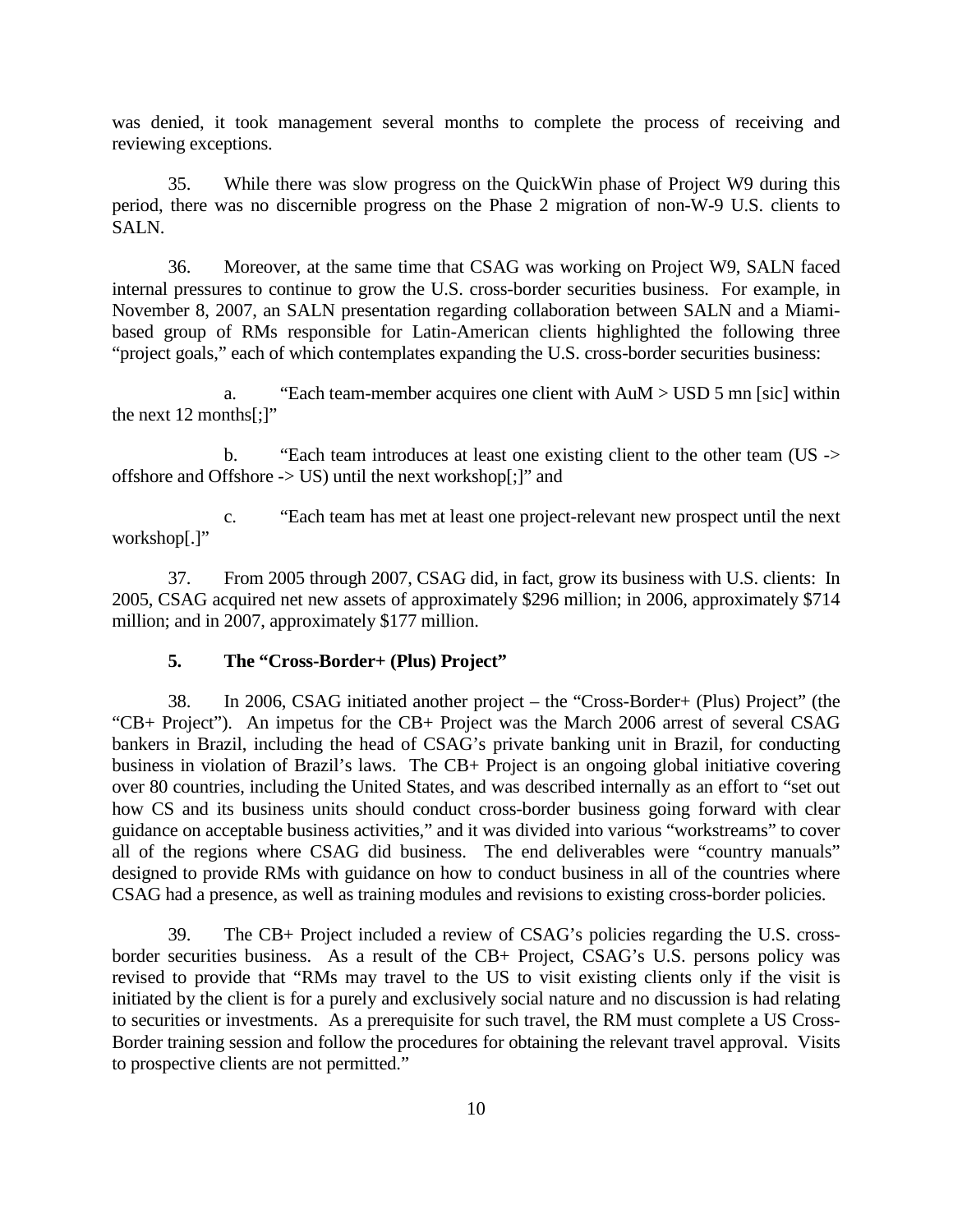was denied, it took management several months to complete the process of receiving and reviewing exceptions.

35. While there was slow progress on the QuickWin phase of Project W9 during this period, there was no discernible progress on the Phase 2 migration of non-W-9 U.S. clients to SALN.

36. Moreover, at the same time that CSAG was working on Project W9, SALN faced internal pressures to continue to grow the U.S. cross-border securities business. For example, in November 8, 2007, an SALN presentation regarding collaboration between SALN and a Miami-based group of RMs responsible for Latin-American clients highlighted the following three "project goals," each of which contemplates expanding the U.S. cross-border securities business:

a. "Each team-member acquires one client with AuM > USD 5 mn [sic] within the next 12 months[;]"

b. "Each team introduces at least one existing client to the other team (US -> offshore and Offshore -> US) until the next workshop[;]" and

c. "Each team has met at least one project-relevant new prospect until the next workshop[.]"

37. From 2005 through 2007, CSAG did, in fact, grow its business with U.S. clients: In 2005, CSAG acquired net new assets of approximately $296 million; in 2006, approximately $714 million; and in 2007, approximately $177 million.

### 5. The "Cross-Border+ (Plus) Project"

38. In 2006, CSAG initiated another project – the "Cross-Border+ (Plus) Project" (the "CB+ Project"). An impetus for the CB+ Project was the March 2006 arrest of several CSAG bankers in Brazil, including the head of CSAG's private banking unit in Brazil, for conducting business in violation of Brazil's laws. The CB+ Project is an ongoing global initiative covering over 80 countries, including the United States, and was described internally as an effort to "set out how CS and its business units should conduct cross-border business going forward with clear guidance on acceptable business activities," and it was divided into various "workstreams" to cover all of the regions where CSAG did business. The end deliverables were "country manuals" designed to provide RMs with guidance on how to conduct business in all of the countries where CSAG had a presence, as well as training modules and revisions to existing cross-border policies.

39. The CB+ Project included a review of CSAG's policies regarding the U.S. cross-border securities business. As a result of the CB+ Project, CSAG's U.S. persons policy was revised to provide that "RMs may travel to the US to visit existing clients only if the visit is initiated by the client is for a purely and exclusively social nature and no discussion is had relating to securities or investments. As a prerequisite for such travel, the RM must complete a US Cross-Border training session and follow the procedures for obtaining the relevant travel approval. Visits to prospective clients are not permitted."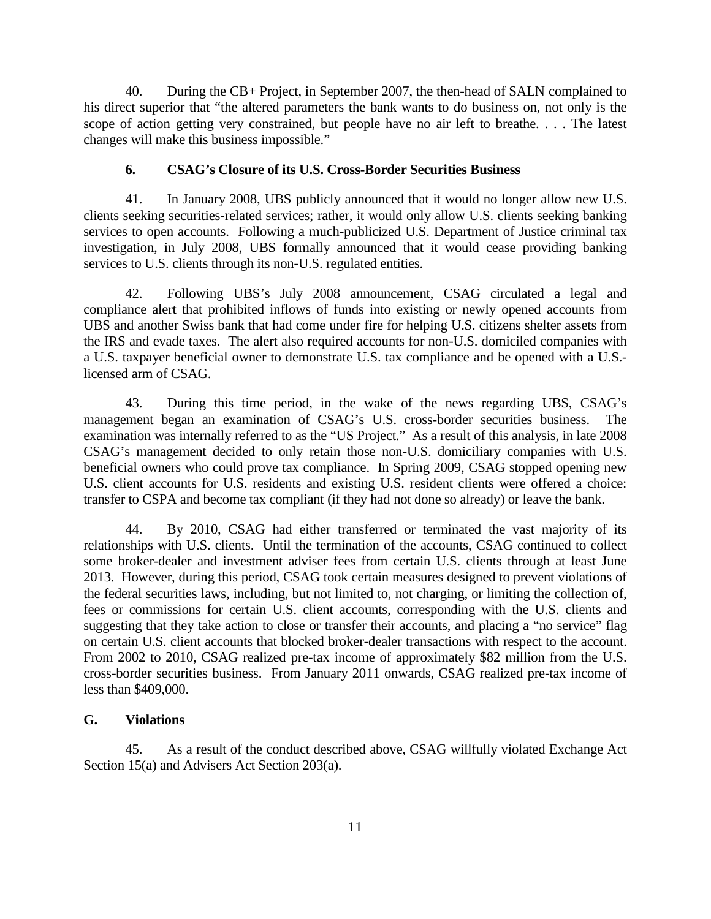40. During the CB+ Project, in September 2007, the then-head of SALN complained to his direct superior that "the altered parameters the bank wants to do business on, not only is the scope of action getting very constrained, but people have no air left to breathe. . . . The latest changes will make this business impossible."

### 6. CSAG's Closure of its U.S. Cross-Border Securities Business

41. In January 2008, UBS publicly announced that it would no longer allow new U.S. clients seeking securities-related services; rather, it would only allow U.S. clients seeking banking services to open accounts. Following a much-publicized U.S. Department of Justice criminal tax investigation, in July 2008, UBS formally announced that it would cease providing banking services to U.S. clients through its non-U.S. regulated entities.

42. Following UBS's July 2008 announcement, CSAG circulated a legal and compliance alert that prohibited inflows of funds into existing or newly opened accounts from UBS and another Swiss bank that had come under fire for helping U.S. citizens shelter assets from the IRS and evade taxes. The alert also required accounts for non-U.S. domiciled companies with a U.S. taxpayer beneficial owner to demonstrate U.S. tax compliance and be opened with a U.S.-licensed arm of CSAG.

43. During this time period, in the wake of the news regarding UBS, CSAG's management began an examination of CSAG's U.S. cross-border securities business. The examination was internally referred to as the "US Project." As a result of this analysis, in late 2008 CSAG's management decided to only retain those non-U.S. domiciliary companies with U.S. beneficial owners who could prove tax compliance. In Spring 2009, CSAG stopped opening new U.S. client accounts for U.S. residents and existing U.S. resident clients were offered a choice: transfer to CSPA and become tax compliant (if they had not done so already) or leave the bank.

44. By 2010, CSAG had either transferred or terminated the vast majority of its relationships with U.S. clients. Until the termination of the accounts, CSAG continued to collect some broker-dealer and investment adviser fees from certain U.S. clients through at least June 2013. However, during this period, CSAG took certain measures designed to prevent violations of the federal securities laws, including, but not limited to, not charging, or limiting the collection of, fees or commissions for certain U.S. client accounts, corresponding with the U.S. clients and suggesting that they take action to close or transfer their accounts, and placing a "no service" flag on certain U.S. client accounts that blocked broker-dealer transactions with respect to the account. From 2002 to 2010, CSAG realized pre-tax income of approximately $82 million from the U.S. cross-border securities business. From January 2011 onwards, CSAG realized pre-tax income of less than $409,000.

## G. Violations

45. As a result of the conduct described above, CSAG willfully violated Exchange Act Section 15(a) and Advisers Act Section 203(a).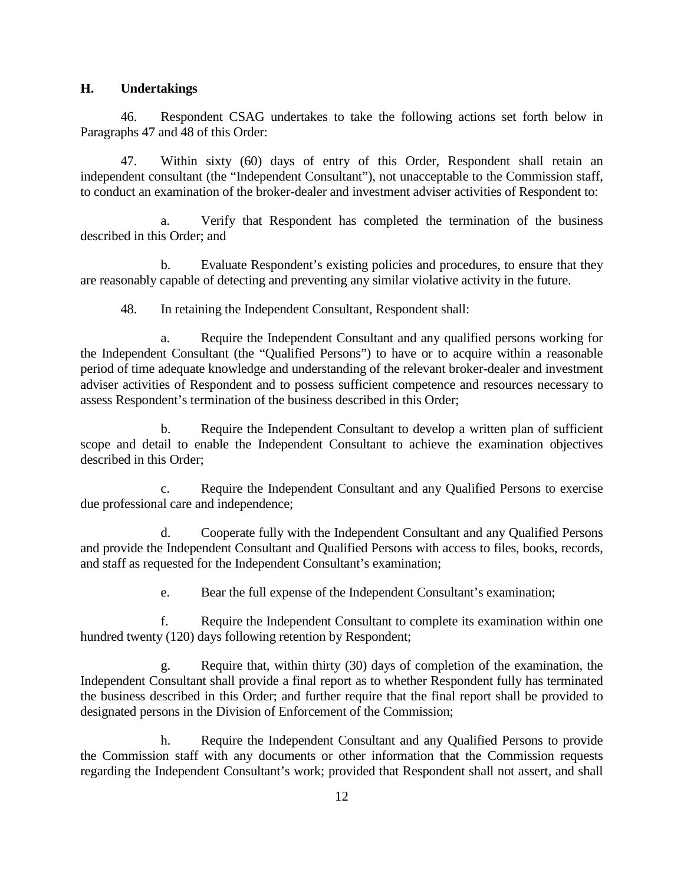## H. Undertakings

46. Respondent CSAG undertakes to take the following actions set forth below in Paragraphs 47 and 48 of this Order:

47. Within sixty (60) days of entry of this Order, Respondent shall retain an independent consultant (the "Independent Consultant"), not unacceptable to the Commission staff, to conduct an examination of the broker-dealer and investment adviser activities of Respondent to:

a. Verify that Respondent has completed the termination of the business described in this Order; and

b. Evaluate Respondent's existing policies and procedures, to ensure that they are reasonably capable of detecting and preventing any similar violative activity in the future.

48. In retaining the Independent Consultant, Respondent shall:

a. Require the Independent Consultant and any qualified persons working for the Independent Consultant (the "Qualified Persons") to have or to acquire within a reasonable period of time adequate knowledge and understanding of the relevant broker-dealer and investment adviser activities of Respondent and to possess sufficient competence and resources necessary to assess Respondent's termination of the business described in this Order;

b. Require the Independent Consultant to develop a written plan of sufficient scope and detail to enable the Independent Consultant to achieve the examination objectives described in this Order;

c. Require the Independent Consultant and any Qualified Persons to exercise due professional care and independence;

d. Cooperate fully with the Independent Consultant and any Qualified Persons and provide the Independent Consultant and Qualified Persons with access to files, books, records, and staff as requested for the Independent Consultant's examination;

e. Bear the full expense of the Independent Consultant's examination;

f. Require the Independent Consultant to complete its examination within one hundred twenty (120) days following retention by Respondent;

g. Require that, within thirty (30) days of completion of the examination, the Independent Consultant shall provide a final report as to whether Respondent fully has terminated the business described in this Order; and further require that the final report shall be provided to designated persons in the Division of Enforcement of the Commission;

h. Require the Independent Consultant and any Qualified Persons to provide the Commission staff with any documents or other information that the Commission requests regarding the Independent Consultant's work; provided that Respondent shall not assert, and shall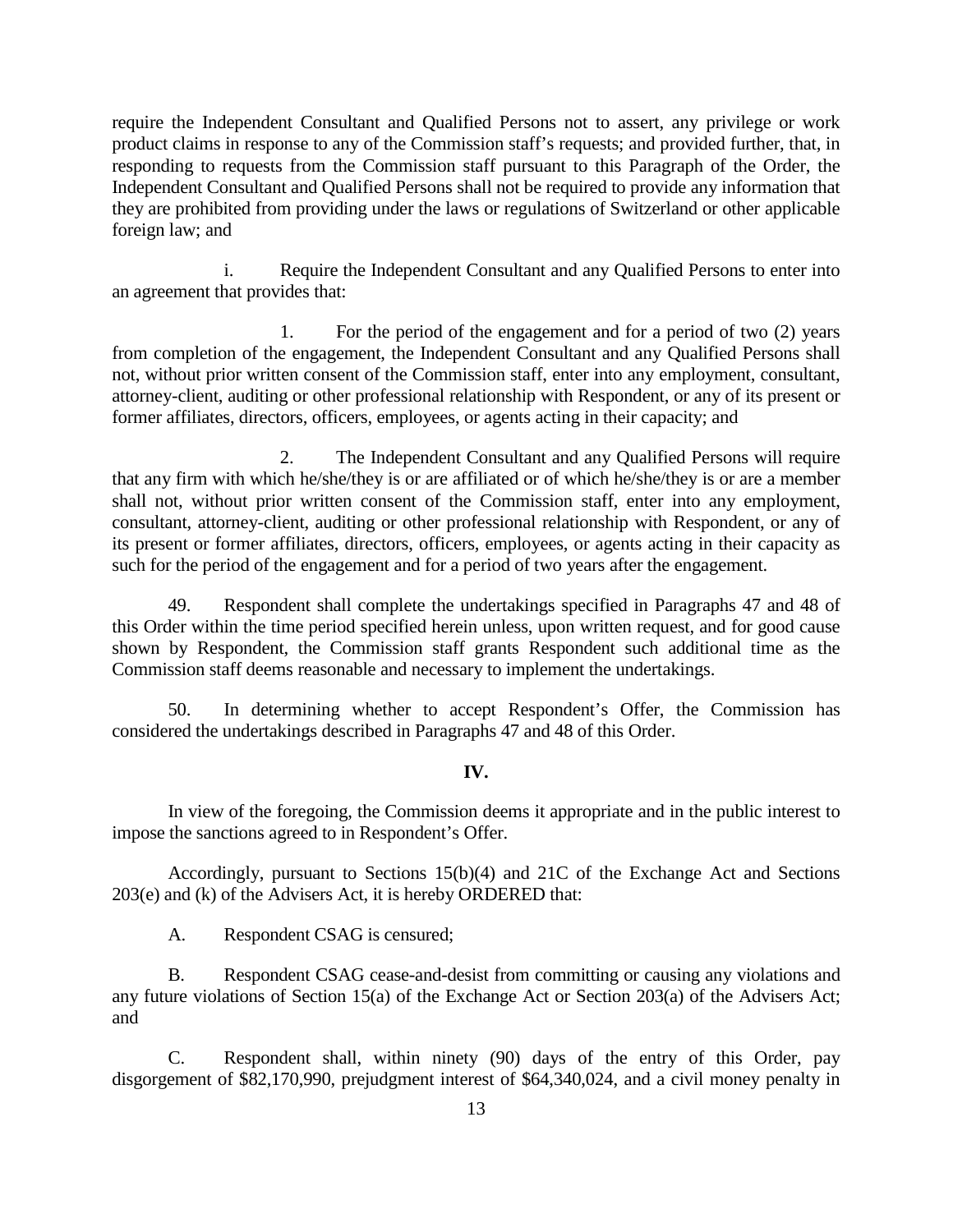require the Independent Consultant and Qualified Persons not to assert, any privilege or work product claims in response to any of the Commission staff's requests; and provided further, that, in responding to requests from the Commission staff pursuant to this Paragraph of the Order, the Independent Consultant and Qualified Persons shall not be required to provide any information that they are prohibited from providing under the laws or regulations of Switzerland or other applicable foreign law; and

i. Require the Independent Consultant and any Qualified Persons to enter into an agreement that provides that:

1. For the period of the engagement and for a period of two (2) years from completion of the engagement, the Independent Consultant and any Qualified Persons shall not, without prior written consent of the Commission staff, enter into any employment, consultant, attorney-client, auditing or other professional relationship with Respondent, or any of its present or former affiliates, directors, officers, employees, or agents acting in their capacity; and

2. The Independent Consultant and any Qualified Persons will require that any firm with which he/she/they is or are affiliated or of which he/she/they is or are a member shall not, without prior written consent of the Commission staff, enter into any employment, consultant, attorney-client, auditing or other professional relationship with Respondent, or any of its present or former affiliates, directors, officers, employees, or agents acting in their capacity as such for the period of the engagement and for a period of two years after the engagement.

49. Respondent shall complete the undertakings specified in Paragraphs 47 and 48 of this Order within the time period specified herein unless, upon written request, and for good cause shown by Respondent, the Commission staff grants Respondent such additional time as the Commission staff deems reasonable and necessary to implement the undertakings.

50. In determining whether to accept Respondent's Offer, the Commission has considered the undertakings described in Paragraphs 47 and 48 of this Order.

## IV.

In view of the foregoing, the Commission deems it appropriate and in the public interest to impose the sanctions agreed to in Respondent's Offer.

Accordingly, pursuant to Sections 15(b)(4) and 21C of the Exchange Act and Sections 203(e) and (k) of the Advisers Act, it is hereby ORDERED that:

A. Respondent CSAG is censured;

B. Respondent CSAG cease-and-desist from committing or causing any violations and any future violations of Section 15(a) of the Exchange Act or Section 203(a) of the Advisers Act; and

C. Respondent shall, within ninety (90) days of the entry of this Order, pay disgorgement of $82,170,990, prejudgment interest of $64,340,024, and a civil money penalty in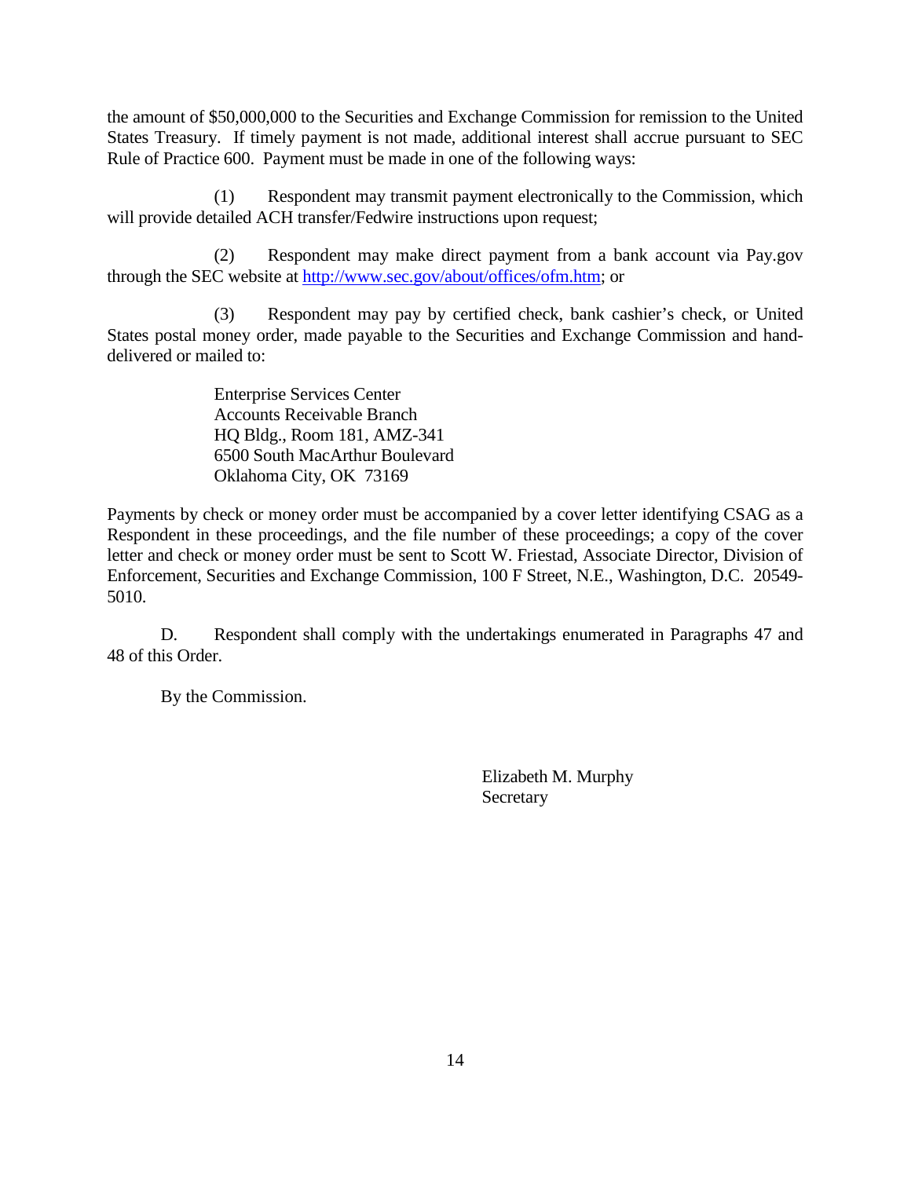the amount of $50,000,000 to the Securities and Exchange Commission for remission to the United States Treasury. If timely payment is not made, additional interest shall accrue pursuant to SEC Rule of Practice 600. Payment must be made in one of the following ways:

(1) Respondent may transmit payment electronically to the Commission, which will provide detailed ACH transfer/Fedwire instructions upon request;

(2) Respondent may make direct payment from a bank account via Pay.gov through the SEC website at http://www.sec.gov/about/offices/ofm.htm; or

(3) Respondent may pay by certified check, bank cashier's check, or United States postal money order, made payable to the Securities and Exchange Commission and hand-delivered or mailed to:

Enterprise Services Center  
Accounts Receivable Branch  
HQ Bldg., Room 181, AMZ-341  
6500 South MacArthur Boulevard  
Oklahoma City, OK 73169

Payments by check or money order must be accompanied by a cover letter identifying CSAG as a Respondent in these proceedings, and the file number of these proceedings; a copy of the cover letter and check or money order must be sent to Scott W. Friestad, Associate Director, Division of Enforcement, Securities and Exchange Commission, 100 F Street, N.E., Washington, D.C. 20549-5010.

D. Respondent shall comply with the undertakings enumerated in Paragraphs 47 and 48 of this Order.

By the Commission.

Elizabeth M. Murphy  
Secretary